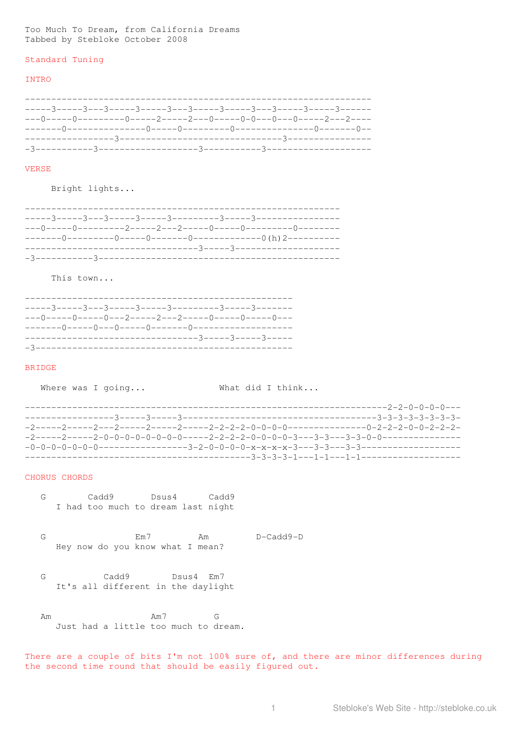Too Much To Dream, from California Dreams
Tabbed by Stebloke October 2008

Standard Tuning

INTRO

```
-----------------------------------------------------------------
-----3-----3---3-----3-----3---3-----3-----3---3-----3-----3------
---0-----0---------0-----2-----2---0-----0-0---0---0-----2---2----
-------0---------------0-----0---------0---------------0-------0--
----------------3-------------------------------3----------------
-3-----------3-------------------3-----------3-------------------
```

VERSE

     Bright lights...

```
-----------------------------------------------------------
-----3-----3---3-----3-----3---------3-----3---------------
---0-----0---------2-----2---2-----0-----0---------0-------
-------0---------0-----0-------0-------------0(h)2---------
---------------------------------3-----3-------------------
-3-----------3---------------------------------------------
```

     This town...

```
--------------------------------------------------
-----3-----3---3-----3-----3---------3-----3------
---0-----0-----0---2-----2---2-----0-----0-----0---
-------0-----0---0-----0-------0-------------------
---------------------------------3-----3-----3-----
-3------------------------------------------------
```

BRIDGE

   Where was I going...              What did I think...

```
---------------------------------------------------------------------2-2-0-0-0-0---
----------------3-----3-----3-------------------------------------3-3-3-3-3-3-3-3-
-2-----2-----2---2-----2-----2-----2-2-2-2-0-0-0-0---------------0-2-2-2-0-0-2-2-2-
-2-----2-----2-0-0-0-0-0-0-0-0-----2-2-2-2-0-0-0-0-3---3-3---3-3-0-0---------------
-0-0-0-0-0-0-0-----------------3-2-0-0-0-0-x-x-x-x-3---3-3---3-3------------------
-------------------------------------------3-3-3-3-1---1-1---1-1------------------
```

CHORUS CHORDS

```
   G        Cadd9       Dsus4      Cadd9
      I had too much to dream last night


   G                 Em7         Am         D-Cadd9-D
      Hey now do you know what I mean?


   G           Cadd9        Dsus4  Em7
      It's all different in the daylight


   Am                   Am7         G
      Just had a little too much to dream.
```

There are a couple of bits I'm not 100% sure of, and there are minor differences during the second time round that should be easily figured out.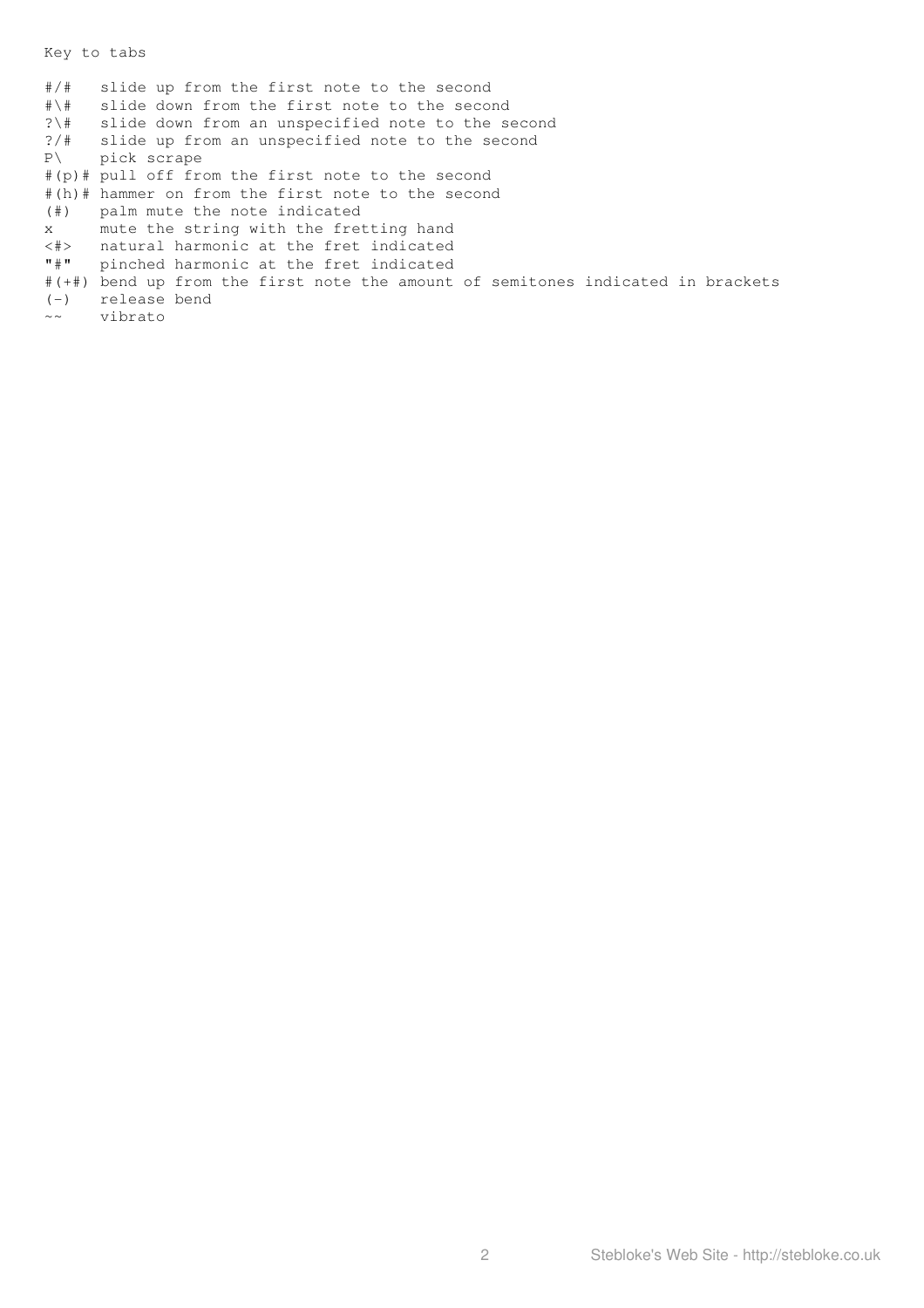Key to tabs

```
#/#   slide up from the first note to the second
#\#   slide down from the first note to the second
?\#   slide down from an unspecified note to the second
?/#   slide up from an unspecified note to the second
P\    pick scrape
#(p)# pull off from the first note to the second
#(h)# hammer on from the first note to the second
(#)   palm mute the note indicated
x     mute the string with the fretting hand
<#>   natural harmonic at the fret indicated
"#"   pinched harmonic at the fret indicated
#(+#) bend up from the first note the amount of semitones indicated in brackets
(-)   release bend
~~    vibrato
```